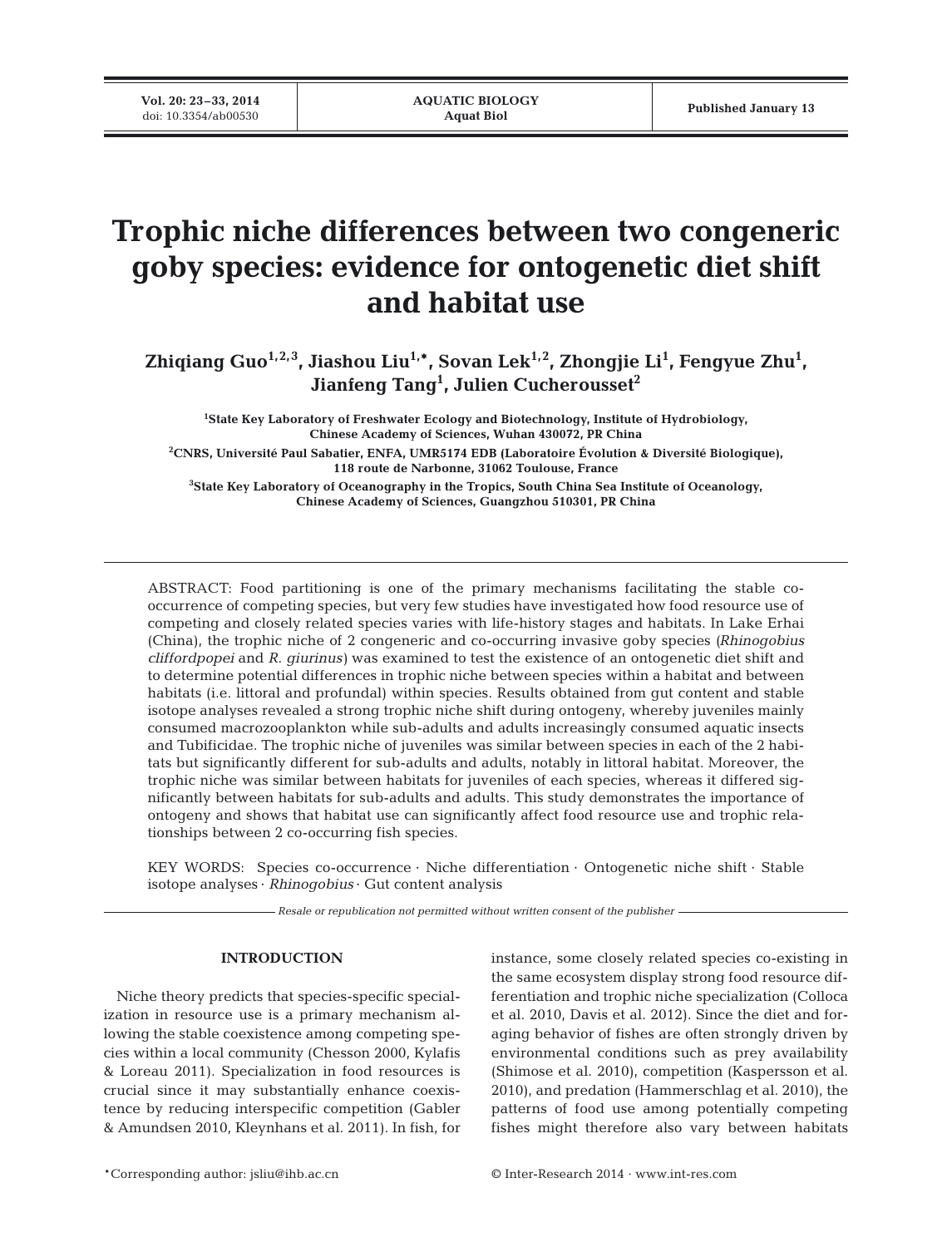# Trophic niche differences between two congeneric goby species: evidence for ontogenetic diet shift and habitat use

**Zhiqiang Guo[1,2,3], Jiashou Liu[1,*], Sovan Lek[1,2], Zhongjie Li[1], Fengyue Zhu[1], Jianfeng Tang[1], Julien Cucherousset[2]**

[1]State Key Laboratory of Freshwater Ecology and Biotechnology, Institute of Hydrobiology, Chinese Academy of Sciences, Wuhan 430072, PR China

[2]CNRS, Université Paul Sabatier, ENFA, UMR5174 EDB (Laboratoire Évolution & Diversité Biologique), 118 route de Narbonne, 31062 Toulouse, France

[3]State Key Laboratory of Oceanography in the Tropics, South China Sea Institute of Oceanology, Chinese Academy of Sciences, Guangzhou 510301, PR China

ABSTRACT: Food partitioning is one of the primary mechanisms facilitating the stable co-occurrence of competing species, but very few studies have investigated how food resource use of competing and closely related species varies with life-history stages and habitats. In Lake Erhai (China), the trophic niche of 2 congeneric and co-occurring invasive goby species (*Rhinogobius cliffordpopei* and *R. giurinus*) was examined to test the existence of an ontogenetic diet shift and to determine potential differences in trophic niche between species within a habitat and between habitats (i.e. littoral and profundal) within species. Results obtained from gut content and stable isotope analyses revealed a strong trophic niche shift during ontogeny, whereby juveniles mainly consumed macrozooplankton while sub-adults and adults increasingly consumed aquatic insects and Tubificidae. The trophic niche of juveniles was similar between species in each of the 2 habitats but significantly different for sub-adults and adults, notably in littoral habitat. Moreover, the trophic niche was similar between habitats for juveniles of each species, whereas it differed significantly between habitats for sub-adults and adults. This study demonstrates the importance of ontogeny and shows that habitat use can significantly affect food resource use and trophic relationships between 2 co-occurring fish species.

KEY WORDS: Species co-occurrence · Niche differentiation · Ontogenetic niche shift · Stable isotope analyses · *Rhinogobius* · Gut content analysis

*Resale or republication not permitted without written consent of the publisher*

## INTRODUCTION

Niche theory predicts that species-specific specialization in resource use is a primary mechanism allowing the stable coexistence among competing species within a local community (Chesson 2000, Kylafis & Loreau 2011). Specialization in food resources is crucial since it may substantially enhance coexistence by reducing interspecific competition (Gabler & Amundsen 2010, Kleynhans et al. 2011). In fish, for instance, some closely related species co-existing in the same ecosystem display strong food resource differentiation and trophic niche specialization (Colloca et al. 2010, Davis et al. 2012). Since the diet and foraging behavior of fishes are often strongly driven by environmental conditions such as prey availability (Shimose et al. 2010), competition (Kaspersson et al. 2010), and predation (Hammerschlag et al. 2010), the patterns of food use among potentially competing fishes might therefore also vary between habitats

*Corresponding author: jsliu@ihb.ac.cn

© Inter-Research 2014 · www.int-res.com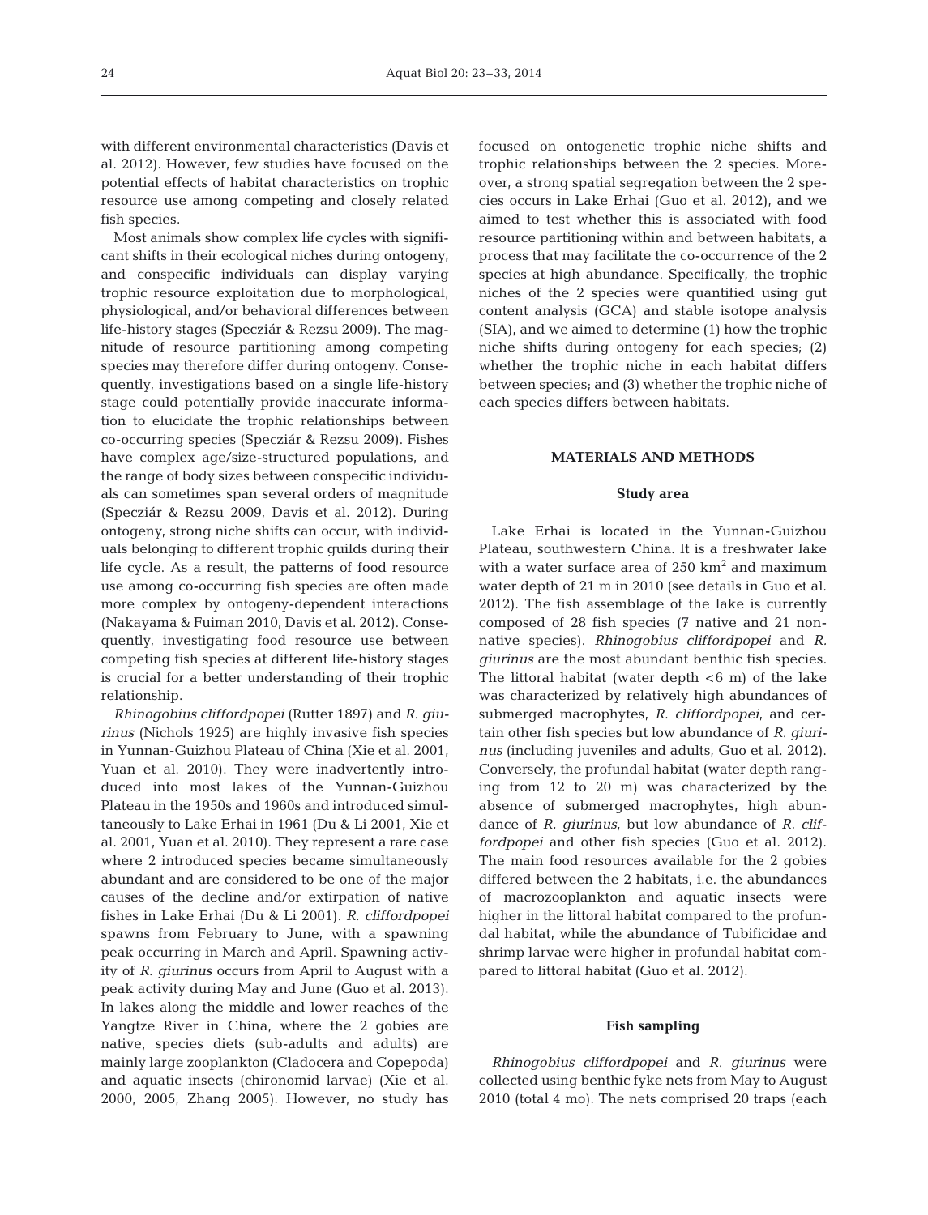with different environmental characteristics (Davis et al. 2012). However, few studies have focused on the potential effects of habitat characteristics on trophic resource use among competing and closely related fish species.

Most animals show complex life cycles with significant shifts in their ecological niches during ontogeny, and conspecific individuals can display varying trophic resource exploitation due to morphological, physiological, and/or behavioral differences between life-history stages (Specziár & Rezsu 2009). The magnitude of resource partitioning among competing species may therefore differ during ontogeny. Consequently, investigations based on a single life-history stage could potentially provide inaccurate information to elucidate the trophic relationships between co-occurring species (Specziár & Rezsu 2009). Fishes have complex age/size-structured populations, and the range of body sizes between conspecific individuals can sometimes span several orders of magnitude (Specziár & Rezsu 2009, Davis et al. 2012). During ontogeny, strong niche shifts can occur, with individuals belonging to different trophic guilds during their life cycle. As a result, the patterns of food resource use among co-occurring fish species are often made more complex by ontogeny-dependent interactions (Nakayama & Fuiman 2010, Davis et al. 2012). Consequently, investigating food resource use between competing fish species at different life-history stages is crucial for a better understanding of their trophic relationship.

*Rhinogobius cliffordpopei* (Rutter 1897) and *R. giurinus* (Nichols 1925) are highly invasive fish species in Yunnan-Guizhou Plateau of China (Xie et al. 2001, Yuan et al. 2010). They were inadvertently introduced into most lakes of the Yunnan-Guizhou Plateau in the 1950s and 1960s and introduced simultaneously to Lake Erhai in 1961 (Du & Li 2001, Xie et al. 2001, Yuan et al. 2010). They represent a rare case where 2 introduced species became simultaneously abundant and are considered to be one of the major causes of the decline and/or extirpation of native fishes in Lake Erhai (Du & Li 2001). *R. cliffordpopei* spawns from February to June, with a spawning peak occurring in March and April. Spawning activity of *R. giurinus* occurs from April to August with a peak activity during May and June (Guo et al. 2013). In lakes along the middle and lower reaches of the Yangtze River in China, where the 2 gobies are native, species diets (sub-adults and adults) are mainly large zooplankton (Cladocera and Copepoda) and aquatic insects (chironomid larvae) (Xie et al. 2000, 2005, Zhang 2005). However, no study has focused on ontogenetic trophic niche shifts and trophic relationships between the 2 species. Moreover, a strong spatial segregation between the 2 species occurs in Lake Erhai (Guo et al. 2012), and we aimed to test whether this is associated with food resource partitioning within and between habitats, a process that may facilitate the co-occurrence of the 2 species at high abundance. Specifically, the trophic niches of the 2 species were quantified using gut content analysis (GCA) and stable isotope analysis (SIA), and we aimed to determine (1) how the trophic niche shifts during ontogeny for each species; (2) whether the trophic niche in each habitat differs between species; and (3) whether the trophic niche of each species differs between habitats.

## MATERIALS AND METHODS

### Study area

Lake Erhai is located in the Yunnan-Guizhou Plateau, southwestern China. It is a freshwater lake with a water surface area of 250 $km^2$ and maximum water depth of 21 m in 2010 (see details in Guo et al. 2012). The fish assemblage of the lake is currently composed of 28 fish species (7 native and 21 non-native species). *Rhinogobius cliffordpopei* and *R. giurinus* are the most abundant benthic fish species. The littoral habitat (water depth <6 m) of the lake was characterized by relatively high abundances of submerged macrophytes, *R. cliffordpopei*, and certain other fish species but low abundance of *R. giurinus* (including juveniles and adults, Guo et al. 2012). Conversely, the profundal habitat (water depth ranging from 12 to 20 m) was characterized by the absence of submerged macrophytes, high abundance of *R. giurinus*, but low abundance of *R. cliffordpopei* and other fish species (Guo et al. 2012). The main food resources available for the 2 gobies differed between the 2 habitats, i.e. the abundances of macrozooplankton and aquatic insects were higher in the littoral habitat compared to the profundal habitat, while the abundance of Tubificidae and shrimp larvae were higher in profundal habitat compared to littoral habitat (Guo et al. 2012).

### Fish sampling

*Rhinogobius cliffordpopei* and *R. giurinus* were collected using benthic fyke nets from May to August 2010 (total 4 mo). The nets comprised 20 traps (each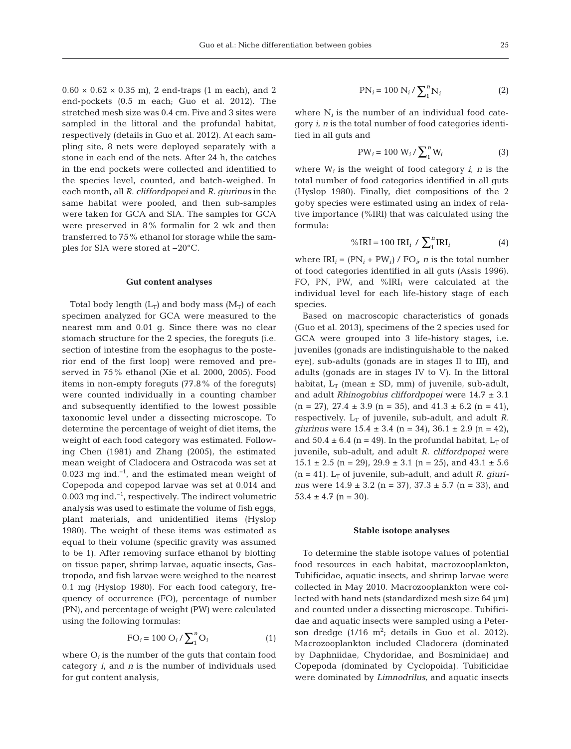0.60 × 0.62 × 0.35 m), 2 end-traps (1 m each), and 2 end-pockets (0.5 m each; Guo et al. 2012). The stretched mesh size was 0.4 cm. Five and 3 sites were sampled in the littoral and the profundal habitat, respectively (details in Guo et al. 2012). At each sampling site, 8 nets were deployed separately with a stone in each end of the nets. After 24 h, the catches in the end pockets were collected and identified to the species level, counted, and batch-weighed. In each month, all *R. cliffordpopei* and *R. giurinus* in the same habitat were pooled, and then sub-samples were taken for GCA and SIA. The samples for GCA were preserved in 8% formalin for 2 wk and then transferred to 75% ethanol for storage while the samples for SIA were stored at −20°C.

### Gut content analyses

Total body length ($L_T$) and body mass ($M_T$) of each specimen analyzed for GCA were measured to the nearest mm and 0.01 g. Since there was no clear stomach structure for the 2 species, the foreguts (i.e. section of intestine from the esophagus to the posterior end of the first loop) were removed and preserved in 75% ethanol (Xie et al. 2000, 2005). Food items in non-empty foreguts (77.8% of the foreguts) were counted individually in a counting chamber and subsequently identified to the lowest possible taxonomic level under a dissecting microscope. To determine the percentage of weight of diet items, the weight of each food category was estimated. Following Chen (1981) and Zhang (2005), the estimated mean weight of Cladocera and Ostracoda was set at 0.023 mg ind.$^{-1}$, and the estimated mean weight of Copepoda and copepod larvae was set at 0.014 and 0.003 mg ind.$^{-1}$, respectively. The indirect volumetric analysis was used to estimate the volume of fish eggs, plant materials, and unidentified items (Hyslop 1980). The weight of these items was estimated as equal to their volume (specific gravity was assumed to be 1). After removing surface ethanol by blotting on tissue paper, shrimp larvae, aquatic insects, Gastropoda, and fish larvae were weighed to the nearest 0.1 mg (Hyslop 1980). For each food category, frequency of occurrence (FO), percentage of number (PN), and percentage of weight (PW) were calculated using the following formulas:

$$FO_i = 100\ O_i / \sum_1^n O_i \tag{1}$$

where $O_i$ is the number of the guts that contain food category $i$, and $n$ is the number of individuals used for gut content analysis,

$$PN_i = 100\ N_i / \sum_1^n N_i \tag{2}$$

where $N_i$ is the number of an individual food category $i$, $n$ is the total number of food categories identified in all guts and

$$PW_i = 100\ W_i / \sum_1^n W_i \tag{3}$$

where $W_i$ is the weight of food category $i$, $n$ is the total number of food categories identified in all guts (Hyslop 1980). Finally, diet compositions of the 2 goby species were estimated using an index of relative importance (%IRI) that was calculated using the formula:

$$\%IRI = 100\ IRI_i \ / \ \sum_1^n IRI_i \tag{4}$$

where $IRI_i = (PN_i + PW_i) / FO_i$, $n$ is the total number of food categories identified in all guts (Assis 1996). FO, PN, PW, and %$IRI_i$ were calculated at the individual level for each life-history stage of each species.

Based on macroscopic characteristics of gonads (Guo et al. 2013), specimens of the 2 species used for GCA were grouped into 3 life-history stages, i.e. juveniles (gonads are indistinguishable to the naked eye), sub-adults (gonads are in stages II to III), and adults (gonads are in stages IV to V). In the littoral habitat, $L_T$ (mean ± SD, mm) of juvenile, sub-adult, and adult *Rhinogobius cliffordpopei* were 14.7 ± 3.1 (n = 27), 27.4 ± 3.9 (n = 35), and 41.3 ± 6.2 (n = 41), respectively. $L_T$ of juvenile, sub-adult, and adult *R. giurinus* were 15.4 ± 3.4 (n = 34), 36.1 ± 2.9 (n = 42), and 50.4 ± 6.4 (n = 49). In the profundal habitat, $L_T$ of juvenile, sub-adult, and adult *R. cliffordpopei* were 15.1 ± 2.5 (n = 29), 29.9 ± 3.1 (n = 25), and 43.1 ± 5.6 (n = 41). $L_T$ of juvenile, sub-adult, and adult *R. giurinus* were 14.9 ± 3.2 (n = 37), 37.3 ± 5.7 (n = 33), and 53.4 ± 4.7 (n = 30).

### Stable isotope analyses

To determine the stable isotope values of potential food resources in each habitat, macrozooplankton, Tubificidae, aquatic insects, and shrimp larvae were collected in May 2010. Macrozooplankton were collected with hand nets (standardized mesh size 64 µm) and counted under a dissecting microscope. Tubificidae and aquatic insects were sampled using a Peterson dredge (1/16 m$^2$; details in Guo et al. 2012). Macrozooplankton included Cladocera (dominated by Daphniidae, Chydoridae, and Bosminidae) and Copepoda (dominated by Cyclopoida). Tubificidae were dominated by *Limnodrilus,* and aquatic insects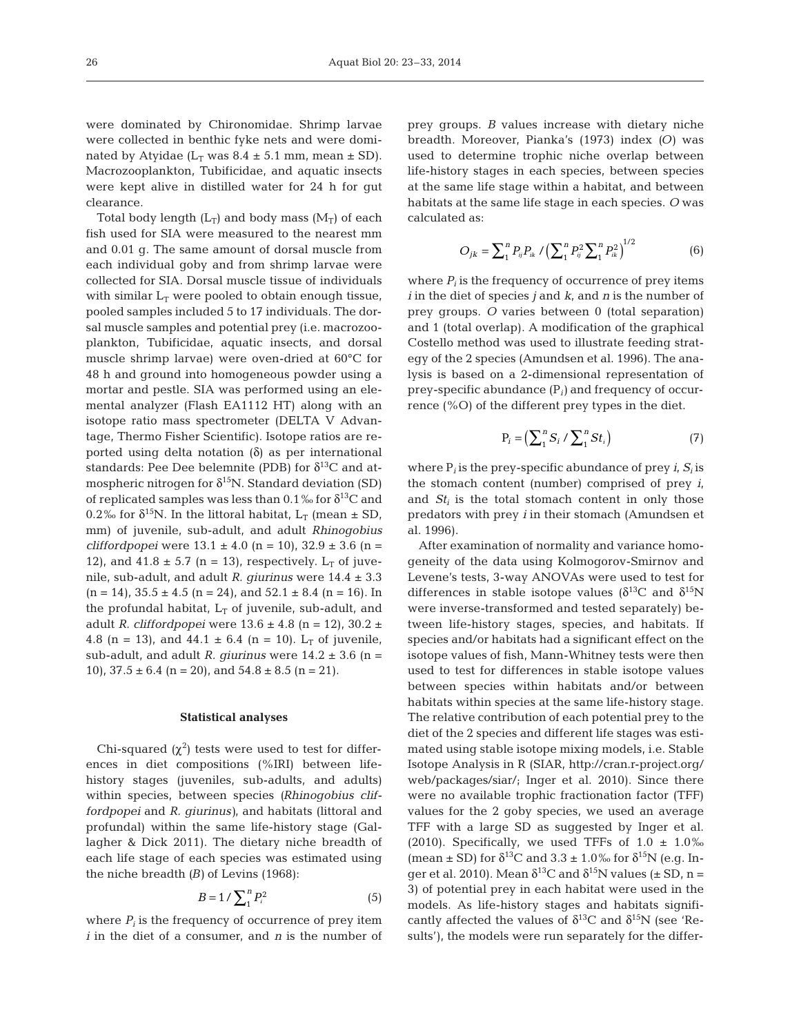were dominated by Chironomidae. Shrimp larvae were collected in benthic fyke nets and were dominated by Atyidae ($L_T$ was 8.4 ± 5.1 mm, mean ± SD). Macrozooplankton, Tubificidae, and aquatic insects were kept alive in distilled water for 24 h for gut clearance.

Total body length ($L_T$) and body mass ($M_T$) of each fish used for SIA were measured to the nearest mm and 0.01 g. The same amount of dorsal muscle from each individual goby and from shrimp larvae were collected for SIA. Dorsal muscle tissue of individuals with similar $L_T$ were pooled to obtain enough tissue, pooled samples included 5 to 17 individuals. The dorsal muscle samples and potential prey (i.e. macrozooplankton, Tubificidae, aquatic insects, and dorsal muscle shrimp larvae) were oven-dried at 60°C for 48 h and ground into homogeneous powder using a mortar and pestle. SIA was performed using an elemental analyzer (Flash EA1112 HT) along with an isotope ratio mass spectrometer (DELTA V Advantage, Thermo Fisher Scientific). Isotope ratios are reported using delta notation (δ) as per international standards: Pee Dee belemnite (PDB) for $\delta^{13}C$ and atmospheric nitrogen for $\delta^{15}N$. Standard deviation (SD) of replicated samples was less than 0.1‰ for $\delta^{13}C$ and 0.2‰ for $\delta^{15}N$. In the littoral habitat, $L_T$ (mean ± SD, mm) of juvenile, sub-adult, and adult *Rhinogobius cliffordpopei* were 13.1 ± 4.0 (n = 10), 32.9 ± 3.6 (n = 12), and 41.8 ± 5.7 (n = 13), respectively. $L_T$ of juvenile, sub-adult, and adult *R. giurinus* were 14.4 ± 3.3 (n = 14), 35.5 ± 4.5 (n = 24), and 52.1 ± 8.4 (n = 16). In the profundal habitat, $L_T$ of juvenile, sub-adult, and adult *R. cliffordpopei* were 13.6 ± 4.8 (n = 12), 30.2 ± 4.8 (n = 13), and 44.1 ± 6.4 (n = 10). $L_T$ of juvenile, sub-adult, and adult *R. giurinus* were 14.2 ± 3.6 (n = 10), 37.5 ± 6.4 (n = 20), and 54.8 ± 8.5 (n = 21).

### Statistical analyses

Chi-squared ($\chi^2$) tests were used to test for differences in diet compositions (%IRI) between life-history stages (juveniles, sub-adults, and adults) within species, between species (*Rhinogobius cliffordpopei* and *R. giurinus*), and habitats (littoral and profundal) within the same life-history stage (Gallagher & Dick 2011). The dietary niche breadth of each life stage of each species was estimated using the niche breadth ($B$) of Levins (1968):

$$B = 1 / \sum_{1}^{n} P_i^2 \tag{5}$$

where $P_i$ is the frequency of occurrence of prey item $i$ in the diet of a consumer, and $n$ is the number of prey groups. $B$ values increase with dietary niche breadth. Moreover, Pianka's (1973) index ($O$) was used to determine trophic niche overlap between life-history stages in each species, between species at the same life stage within a habitat, and between habitats at the same life stage in each species. $O$ was calculated as:

$$O_{jk} = \sum_{1}^{n} P_{ij} P_{ik} / \left( \sum_{1}^{n} P_{ij}^2 \sum_{1}^{n} P_{ik}^2 \right)^{1/2} \tag{6}$$

where $P_i$ is the frequency of occurrence of prey items $i$ in the diet of species $j$ and $k$, and $n$ is the number of prey groups. $O$ varies between 0 (total separation) and 1 (total overlap). A modification of the graphical Costello method was used to illustrate feeding strategy of the 2 species (Amundsen et al. 1996). The analysis is based on a 2-dimensional representation of prey-specific abundance ($P_i$) and frequency of occurrence (%O) of the different prey types in the diet.

$$P_i = \left( \sum_{1}^{n} S_i / \sum_{1}^{n} St_i \right) \tag{7}$$

where $P_i$ is the prey-specific abundance of prey $i$, $S_i$ is the stomach content (number) comprised of prey $i$, and $St_i$ is the total stomach content in only those predators with prey $i$ in their stomach (Amundsen et al. 1996).

After examination of normality and variance homogeneity of the data using Kolmogorov-Smirnov and Levene's tests, 3-way ANOVAs were used to test for differences in stable isotope values ($\delta^{13}C$ and $\delta^{15}N$ were inverse-transformed and tested separately) between life-history stages, species, and habitats. If species and/or habitats had a significant effect on the isotope values of fish, Mann-Whitney tests were then used to test for differences in stable isotope values between species within habitats and/or between habitats within species at the same life-history stage. The relative contribution of each potential prey to the diet of the 2 species and different life stages was estimated using stable isotope mixing models, i.e. Stable Isotope Analysis in R (SIAR, http://cran.r-project.org/web/packages/siar/; Inger et al. 2010). Since there were no available trophic fractionation factor (TFF) values for the 2 goby species, we used an average TFF with a large SD as suggested by Inger et al. (2010). Specifically, we used TFFs of 1.0 ± 1.0‰ (mean ± SD) for $\delta^{13}C$ and 3.3 ± 1.0‰ for $\delta^{15}N$ (e.g. Inger et al. 2010). Mean $\delta^{13}C$ and $\delta^{15}N$ values (± SD, n = 3) of potential prey in each habitat were used in the models. As life-history stages and habitats significantly affected the values of $\delta^{13}C$ and $\delta^{15}N$ (see 'Results'), the models were run separately for the differ-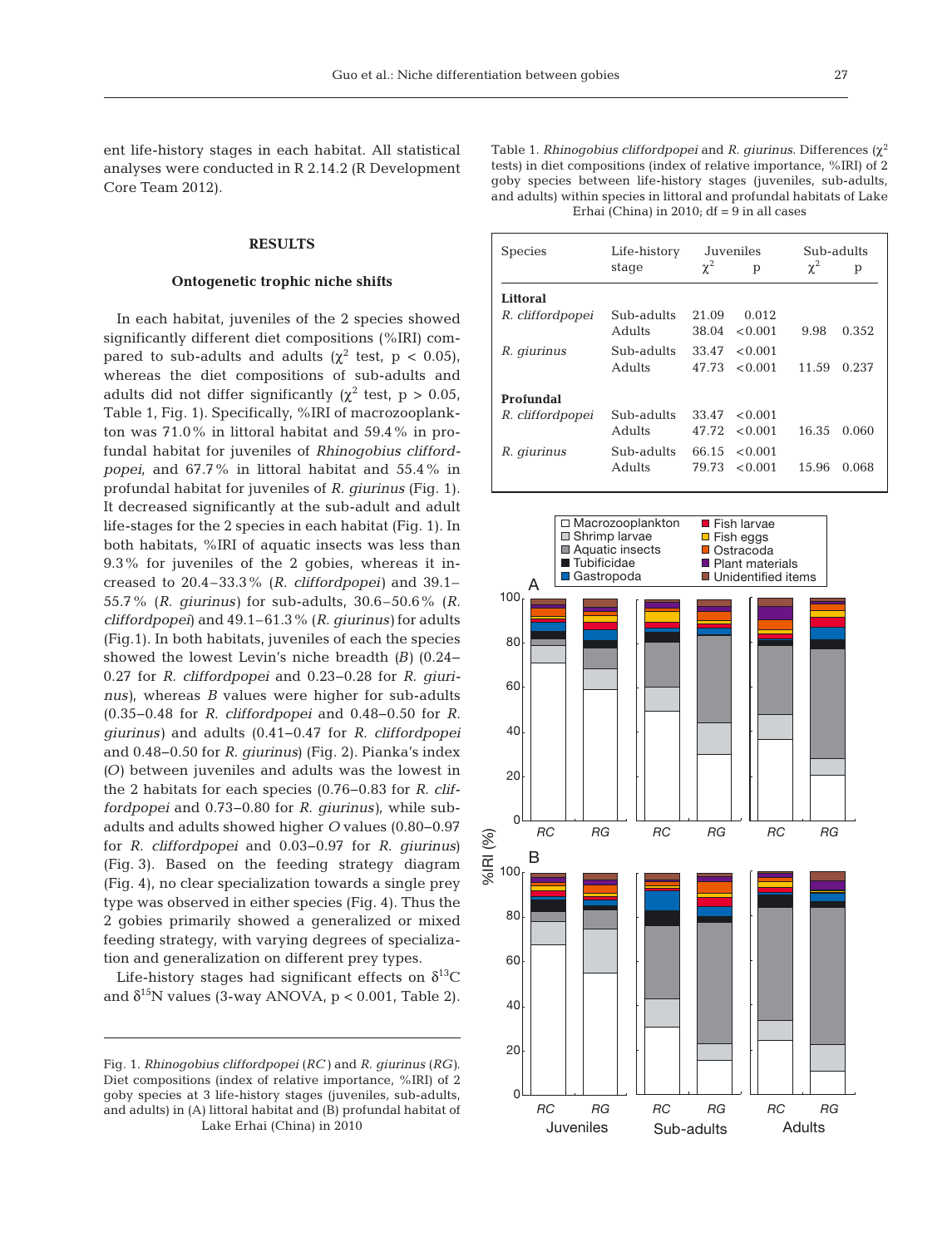ent life-history stages in each habitat. All statistical analyses were conducted in R 2.14.2 (R Development Core Team 2012).

## RESULTS

### Ontogenetic trophic niche shifts

In each habitat, juveniles of the 2 species showed significantly different diet compositions (%IRI) compared to sub-adults and adults ($\chi^2$ test, $p < 0.05$), whereas the diet compositions of sub-adults and adults did not differ significantly ($\chi^2$ test, $p > 0.05$, Table 1, Fig. 1). Specifically, %IRI of macrozooplankton was 71.0% in littoral habitat and 59.4% in profundal habitat for juveniles of *Rhinogobius cliffordpopei*, and 67.7% in littoral habitat and 55.4% in profundal habitat for juveniles of *R. giurinus* (Fig. 1). It decreased significantly at the sub-adult and adult life-stages for the 2 species in each habitat (Fig. 1). In both habitats, %IRI of aquatic insects was less than 9.3% for juveniles of the 2 gobies, whereas it increased to 20.4–33.3% (*R. cliffordpopei*) and 39.1–55.7% (*R. giurinus*) for sub-adults, 30.6–50.6% (*R. cliffordpopei*) and 49.1–61.3% (*R. giurinus*) for adults (Fig.1). In both habitats, juveniles of each the species showed the lowest Levin's niche breadth (*B*) (0.24–0.27 for *R. cliffordpopei* and 0.23–0.28 for *R. giurinus*), whereas *B* values were higher for sub-adults (0.35–0.48 for *R. cliffordpopei* and 0.48–0.50 for *R. giurinus*) and adults (0.41–0.47 for *R. cliffordpopei* and 0.48–0.50 for *R. giurinus*) (Fig. 2). Pianka's index (*O*) between juveniles and adults was the lowest in the 2 habitats for each species (0.76–0.83 for *R. cliffordpopei* and 0.73–0.80 for *R. giurinus*), while sub-adults and adults showed higher *O* values (0.80–0.97 for *R. cliffordpopei* and 0.03–0.97 for *R. giurinus*) (Fig. 3). Based on the feeding strategy diagram (Fig. 4), no clear specialization towards a single prey type was observed in either species (Fig. 4). Thus the 2 gobies primarily showed a generalized or mixed feeding strategy, with varying degrees of specialization and generalization on different prey types.

Life-history stages had significant effects on $\delta^{13}C$ and $\delta^{15}N$ values (3-way ANOVA, $p < 0.001$, Table 2).

Table 1. *Rhinogobius cliffordpopei* and *R. giurinus*. Differences ($\chi^2$ tests) in diet compositions (index of relative importance, %IRI) of 2 goby species between life-history stages (juveniles, sub-adults, and adults) within species in littoral and profundal habitats of Lake Erhai (China) in 2010; df = 9 in all cases

| Species | Life-history stage | Juveniles $\chi^2$ | Juveniles p | Sub-adults $\chi^2$ | Sub-adults p |
|---|---|---|---|---|---|
| **Littoral** | | | | | |
| *R. cliffordpopei* | Sub-adults | 21.09 | 0.012 | | |
| | Adults | 38.04 | <0.001 | 9.98 | 0.352 |
| *R. giurinus* | Sub-adults | 33.47 | <0.001 | | |
| | Adults | 47.73 | <0.001 | 11.59 | 0.237 |
| **Profundal** | | | | | |
| *R. cliffordpopei* | Sub-adults | 33.47 | <0.001 | | |
| | Adults | 47.72 | <0.001 | 16.35 | 0.060 |
| *R. giurinus* | Sub-adults | 66.15 | <0.001 | | |
| | Adults | 79.73 | <0.001 | 15.96 | 0.068 |

Fig. 1. *Rhinogobius cliffordpopei* (*RC*) and *R. giurinus* (*RG*). Diet compositions (index of relative importance, %IRI) of 2 goby species at 3 life-history stages (juveniles, sub-adults, and adults) in (A) littoral habitat and (B) profundal habitat of Lake Erhai (China) in 2010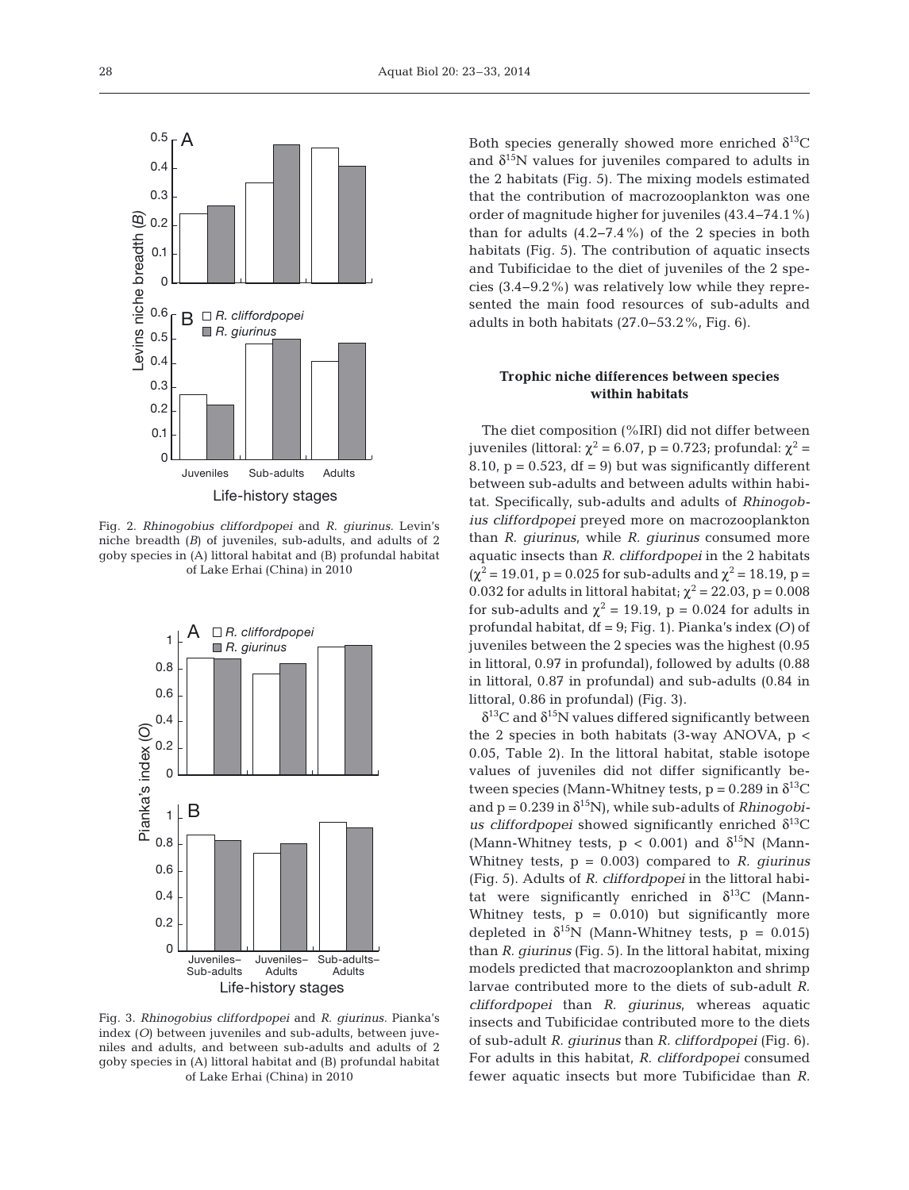Fig. 2. *Rhinogobius cliffordpopei* and *R. giurinus*. Levin's niche breadth (*B*) of juveniles, sub-adults, and adults of 2 goby species in (A) littoral habitat and (B) profundal habitat of Lake Erhai (China) in 2010

Fig. 3. *Rhinogobius cliffordpopei* and *R. giurinus*. Pianka's index (*O*) between juveniles and sub-adults, between juveniles and adults, and between sub-adults and adults of 2 goby species in (A) littoral habitat and (B) profundal habitat of Lake Erhai (China) in 2010

Both species generally showed more enriched $\delta^{13}$C and $\delta^{15}$N values for juveniles compared to adults in the 2 habitats (Fig. 5). The mixing models estimated that the contribution of macrozooplankton was one order of magnitude higher for juveniles (43.4–74.1%) than for adults (4.2–7.4%) of the 2 species in both habitats (Fig. 5). The contribution of aquatic insects and Tubificidae to the diet of juveniles of the 2 species (3.4–9.2%) was relatively low while they represented the main food resources of sub-adults and adults in both habitats (27.0–53.2%, Fig. 6).

### Trophic niche differences between species within habitats

The diet composition (%IRI) did not differ between juveniles (littoral: $\chi^2 = 6.07$, p = 0.723; profundal: $\chi^2 = 8.10$, p = 0.523, df = 9) but was significantly different between sub-adults and between adults within habitat. Specifically, sub-adults and adults of *Rhinogobius cliffordpopei* preyed more on macrozooplankton than *R. giurinus*, while *R. giurinus* consumed more aquatic insects than *R. cliffordpopei* in the 2 habitats ($\chi^2 = 19.01$, p = 0.025 for sub-adults and $\chi^2 = 18.19$, p = 0.032 for adults in littoral habitat; $\chi^2 = 22.03$, p = 0.008 for sub-adults and $\chi^2 = 19.19$, p = 0.024 for adults in profundal habitat, df = 9; Fig. 1). Pianka's index (*O*) of juveniles between the 2 species was the highest (0.95 in littoral, 0.97 in profundal), followed by adults (0.88 in littoral, 0.87 in profundal) and sub-adults (0.84 in littoral, 0.86 in profundal) (Fig. 3).

$\delta^{13}$C and $\delta^{15}$N values differed significantly between the 2 species in both habitats (3-way ANOVA, $p < 0.05$, Table 2). In the littoral habitat, stable isotope values of juveniles did not differ significantly between species (Mann-Whitney tests, p = 0.289 in $\delta^{13}$C and p = 0.239 in $\delta^{15}$N), while sub-adults of *Rhinogobius cliffordpopei* showed significantly enriched $\delta^{13}$C (Mann-Whitney tests, $p < 0.001$) and $\delta^{15}$N (Mann-Whitney tests, p = 0.003) compared to *R. giurinus* (Fig. 5). Adults of *R. cliffordpopei* in the littoral habitat were significantly enriched in $\delta^{13}$C (Mann-Whitney tests, p = 0.010) but significantly more depleted in $\delta^{15}$N (Mann-Whitney tests, p = 0.015) than *R. giurinus* (Fig. 5). In the littoral habitat, mixing models predicted that macrozooplankton and shrimp larvae contributed more to the diets of sub-adult *R. cliffordpopei* than *R. giurinus*, whereas aquatic insects and Tubificidae contributed more to the diets of sub-adult *R. giurinus* than *R. cliffordpopei* (Fig. 6). For adults in this habitat, *R. cliffordpopei* consumed fewer aquatic insects but more Tubificidae than *R.*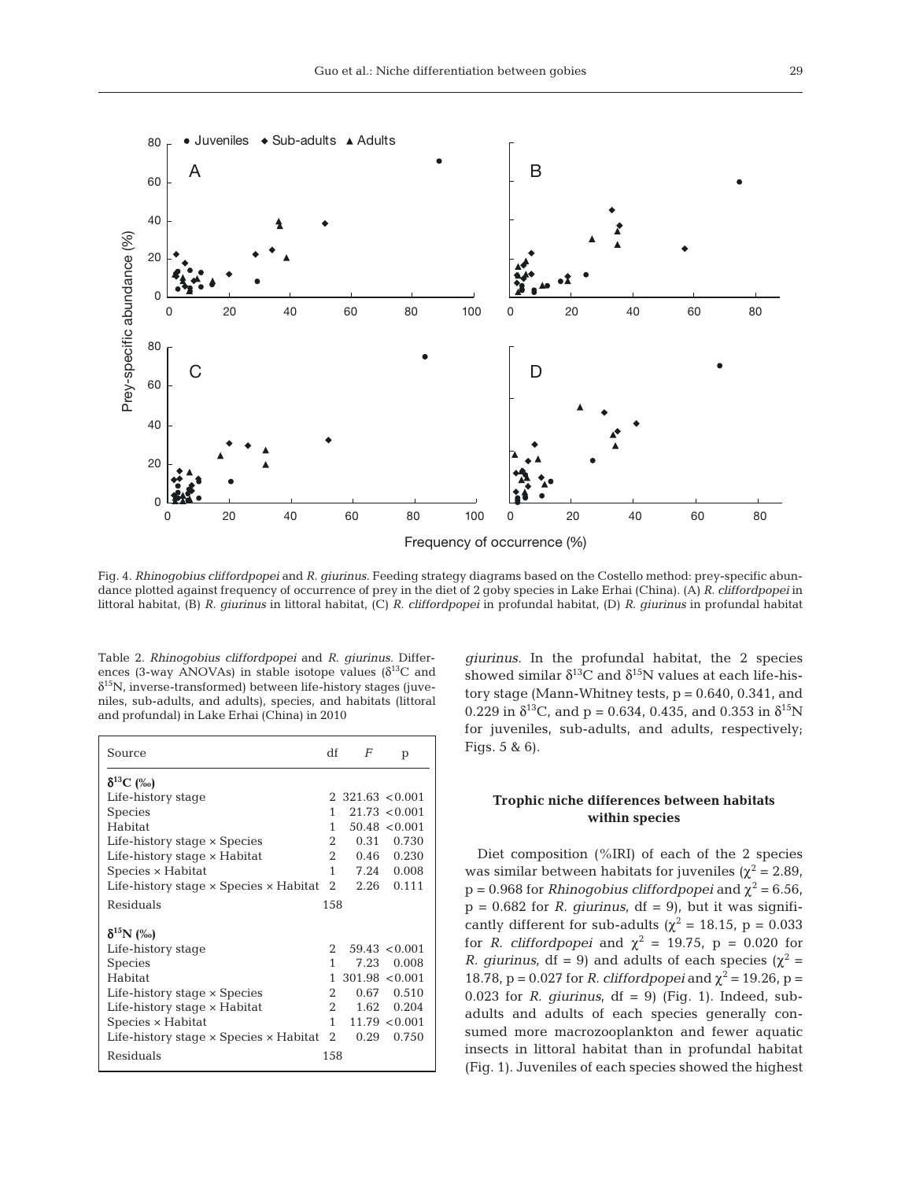Fig. 4. *Rhinogobius cliffordpopei* and *R. giurinus.* Feeding strategy diagrams based on the Costello method: prey-specific abundance plotted against frequency of occurrence of prey in the diet of 2 goby species in Lake Erhai (China). (A) *R. cliffordpopei* in littoral habitat, (B) *R. giurinus* in littoral habitat, (C) *R. cliffordpopei* in profundal habitat, (D) *R. giurinus* in profundal habitat

Table 2. *Rhinogobius cliffordpopei* and *R. giurinus.* Differences (3-way ANOVAs) in stable isotope values ($\delta^{13}C$ and $\delta^{15}N$, inverse-transformed) between life-history stages (juveniles, sub-adults, and adults), species, and habitats (littoral and profundal) in Lake Erhai (China) in 2010

| Source | df | *F* | p |
|---|---|---|---|
| **$\delta^{13}C$ (‰)** | | | |
| Life-history stage | 2 | 321.63 | <0.001 |
| Species | 1 | 21.73 | <0.001 |
| Habitat | 1 | 50.48 | <0.001 |
| Life-history stage × Species | 2 | 0.31 | 0.730 |
| Life-history stage × Habitat | 2 | 0.46 | 0.230 |
| Species × Habitat | 1 | 7.24 | 0.008 |
| Life-history stage × Species × Habitat | 2 | 2.26 | 0.111 |
| Residuals | 158 | | |
| **$\delta^{15}N$ (‰)** | | | |
| Life-history stage | 2 | 59.43 | <0.001 |
| Species | 1 | 7.23 | 0.008 |
| Habitat | 1 | 301.98 | <0.001 |
| Life-history stage × Species | 2 | 0.67 | 0.510 |
| Life-history stage × Habitat | 2 | 1.62 | 0.204 |
| Species × Habitat | 1 | 11.79 | <0.001 |
| Life-history stage × Species × Habitat | 2 | 0.29 | 0.750 |
| Residuals | 158 | | |

*giurinus.* In the profundal habitat, the 2 species showed similar $\delta^{13}C$ and $\delta^{15}N$ values at each life-history stage (Mann-Whitney tests, $p = 0.640$, 0.341, and 0.229 in $\delta^{13}C$, and $p = 0.634$, 0.435, and 0.353 in $\delta^{15}N$ for juveniles, sub-adults, and adults, respectively; Figs. 5 & 6).

### Trophic niche differences between habitats within species

Diet composition (%IRI) of each of the 2 species was similar between habitats for juveniles ($\chi^2 = 2.89$, $p = 0.968$ for *Rhinogobius cliffordpopei* and $\chi^2 = 6.56$, $p = 0.682$ for *R. giurinus*, df = 9), but it was significantly different for sub-adults ($\chi^2 = 18.15$, $p = 0.033$ for *R. cliffordpopei* and $\chi^2 = 19.75$, $p = 0.020$ for *R. giurinus*, df = 9) and adults of each species ($\chi^2 = 18.78$, $p = 0.027$ for *R. cliffordpopei* and $\chi^2 = 19.26$, $p = 0.023$ for *R. giurinus*, df = 9) (Fig. 1). Indeed, sub-adults and adults of each species generally consumed more macrozooplankton and fewer aquatic insects in littoral habitat than in profundal habitat (Fig. 1). Juveniles of each species showed the highest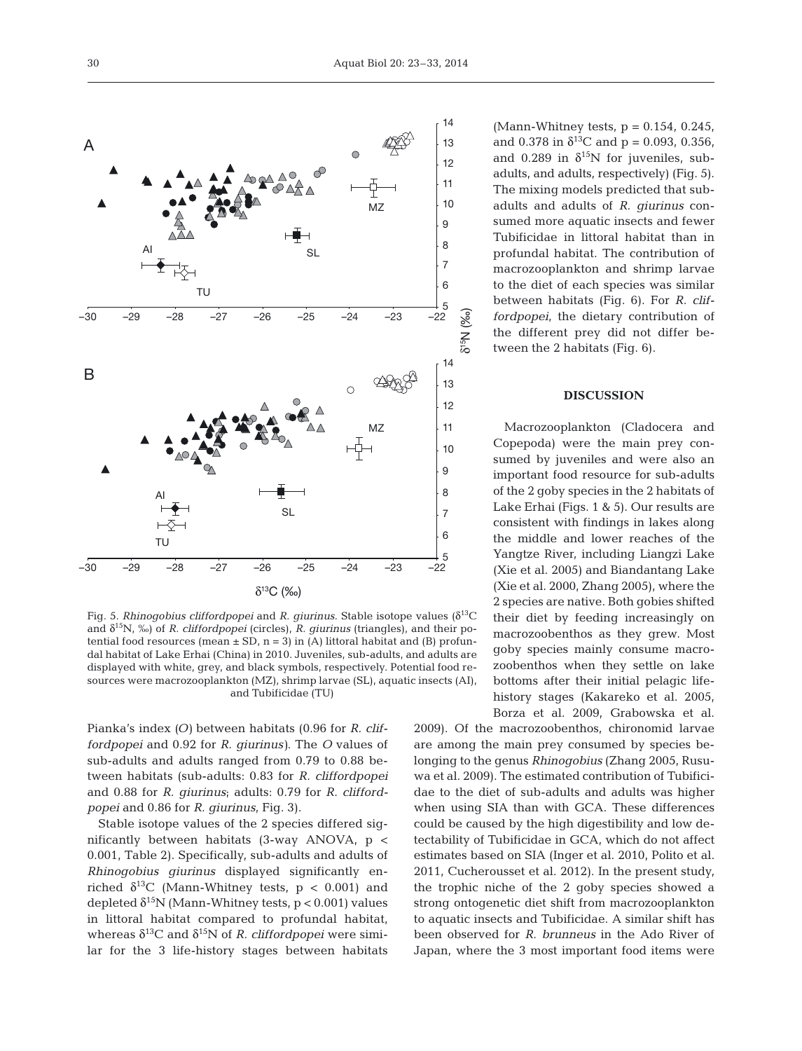Fig. 5. *Rhinogobius cliffordpopei* and *R. giurinus*. Stable isotope values ($\delta^{13}C$ and $\delta^{15}N$, ‰) of *R. cliffordpopei* (circles), *R. giurinus* (triangles), and their potential food resources (mean ± SD, n = 3) in (A) littoral habitat and (B) profundal habitat of Lake Erhai (China) in 2010. Juveniles, sub-adults, and adults are displayed with white, grey, and black symbols, respectively. Potential food resources were macrozooplankton (MZ), shrimp larvae (SL), aquatic insects (AI), and Tubificidae (TU)

Pianka's index (*O*) between habitats (0.96 for *R. cliffordpopei* and 0.92 for *R. giurinus*). The *O* values of sub-adults and adults ranged from 0.79 to 0.88 between habitats (sub-adults: 0.83 for *R. cliffordpopei* and 0.88 for *R. giurinus*; adults: 0.79 for *R. cliffordpopei* and 0.86 for *R. giurinus*, Fig. 3).

Stable isotope values of the 2 species differed significantly between habitats (3-way ANOVA, $p < 0.001$, Table 2). Specifically, sub-adults and adults of *Rhinogobius giurinus* displayed significantly enriched $\delta^{13}C$ (Mann-Whitney tests, $p < 0.001$) and depleted $\delta^{15}N$ (Mann-Whitney tests, $p < 0.001$) values in littoral habitat compared to profundal habitat, whereas $\delta^{13}C$ and $\delta^{15}N$ of *R. cliffordpopei* were similar for the 3 life-history stages between habitats (Mann-Whitney tests, $p = 0.154$, 0.245, and 0.378 in $\delta^{13}C$ and $p = 0.093$, 0.356, and 0.289 in $\delta^{15}N$ for juveniles, sub-adults, and adults, respectively) (Fig. 5). The mixing models predicted that sub-adults and adults of *R. giurinus* consumed more aquatic insects and fewer Tubificidae in littoral habitat than in profundal habitat. The contribution of macrozooplankton and shrimp larvae to the diet of each species was similar between habitats (Fig. 6). For *R. cliffordpopei*, the dietary contribution of the different prey did not differ between the 2 habitats (Fig. 6).

## DISCUSSION

Macrozooplankton (Cladocera and Copepoda) were the main prey consumed by juveniles and were also an important food resource for sub-adults of the 2 goby species in the 2 habitats of Lake Erhai (Figs. 1 & 5). Our results are consistent with findings in lakes along the middle and lower reaches of the Yangtze River, including Liangzi Lake (Xie et al. 2005) and Biandantang Lake (Xie et al. 2000, Zhang 2005), where the 2 species are native. Both gobies shifted their diet by feeding increasingly on macrozoobenthos as they grew. Most goby species mainly consume macrozoobenthos when they settle on lake bottoms after their initial pelagic life-history stages (Kakareko et al. 2005, Borza et al. 2009, Grabowska et al. 2009). Of the macrozoobenthos, chironomid larvae are among the main prey consumed by species belonging to the genus *Rhinogobius* (Zhang 2005, Rusuwa et al. 2009). The estimated contribution of Tubificidae to the diet of sub-adults and adults was higher when using SIA than with GCA. These differences could be caused by the high digestibility and low detectability of Tubificidae in GCA, which do not affect estimates based on SIA (Inger et al. 2010, Polito et al. 2011, Cucherousset et al. 2012). In the present study, the trophic niche of the 2 goby species showed a strong ontogenetic diet shift from macrozooplankton to aquatic insects and Tubificidae. A similar shift has been observed for *R. brunneus* in the Ado River of Japan, where the 3 most important food items were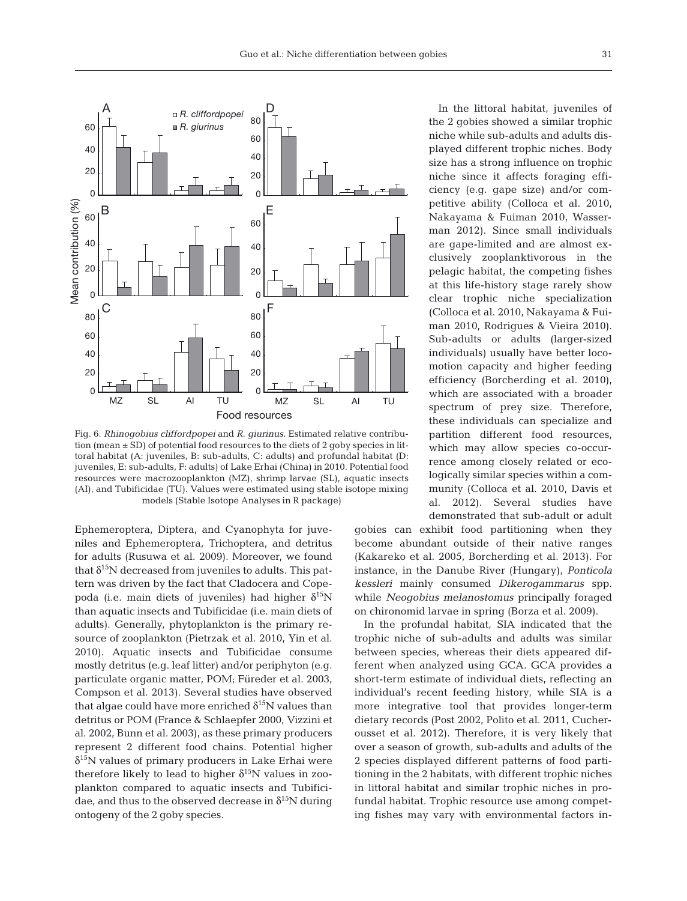Fig. 6. *Rhinogobius cliffordpopei* and *R. giurinus*. Estimated relative contribution (mean ± SD) of potential food resources to the diets of 2 goby species in littoral habitat (A: juveniles, B: sub-adults, C: adults) and profundal habitat (D: juveniles, E: sub-adults, F: adults) of Lake Erhai (China) in 2010. Potential food resources were macrozooplankton (MZ), shrimp larvae (SL), aquatic insects (AI), and Tubificidae (TU). Values were estimated using stable isotope mixing models (Stable Isotope Analyses in R package)

Ephemeroptera, Diptera, and Cyanophyta for juveniles and Ephemeroptera, Trichoptera, and detritus for adults (Rusuwa et al. 2009). Moreover, we found that $\delta^{15}N$ decreased from juveniles to adults. This pattern was driven by the fact that Cladocera and Copepoda (i.e. main diets of juveniles) had higher $\delta^{15}N$ than aquatic insects and Tubificidae (i.e. main diets of adults). Generally, phytoplankton is the primary resource of zooplankton (Pietrzak et al. 2010, Yin et al. 2010). Aquatic insects and Tubificidae consume mostly detritus (e.g. leaf litter) and/or periphyton (e.g. particulate organic matter, POM; Füreder et al. 2003, Compson et al. 2013). Several studies have observed that algae could have more enriched $\delta^{15}N$ values than detritus or POM (France & Schlaepfer 2000, Vizzini et al. 2002, Bunn et al. 2003), as these primary producers represent 2 different food chains. Potential higher $\delta^{15}N$ values of primary producers in Lake Erhai were therefore likely to lead to higher $\delta^{15}N$ values in zooplankton compared to aquatic insects and Tubificidae, and thus to the observed decrease in $\delta^{15}N$ during ontogeny of the 2 goby species.

In the littoral habitat, juveniles of the 2 gobies showed a similar trophic niche while sub-adults and adults displayed different trophic niches. Body size has a strong influence on trophic niche since it affects foraging efficiency (e.g. gape size) and/or competitive ability (Colloca et al. 2010, Nakayama & Fuiman 2010, Wasserman 2012). Since small individuals are gape-limited and are almost exclusively zooplanktivorous in the pelagic habitat, the competing fishes at this life-history stage rarely show clear trophic niche specialization (Colloca et al. 2010, Nakayama & Fuiman 2010, Rodrigues & Vieira 2010). Sub-adults or adults (larger-sized individuals) usually have better locomotion capacity and higher feeding efficiency (Borcherding et al. 2010), which are associated with a broader spectrum of prey size. Therefore, these individuals can specialize and partition different food resources, which may allow species co-occurrence among closely related or ecologically similar species within a community (Colloca et al. 2010, Davis et al. 2012). Several studies have demonstrated that sub-adult or adult gobies can exhibit food partitioning when they become abundant outside of their native ranges (Kakareko et al. 2005, Borcherding et al. 2013). For instance, in the Danube River (Hungary), *Ponticola kessleri* mainly consumed *Dikerogammarus* spp. while *Neogobius melanostomus* principally foraged on chironomid larvae in spring (Borza et al. 2009).

In the profundal habitat, SIA indicated that the trophic niche of sub-adults and adults was similar between species, whereas their diets appeared different when analyzed using GCA. GCA provides a short-term estimate of individual diets, reflecting an individual's recent feeding history, while SIA is a more integrative tool that provides longer-term dietary records (Post 2002, Polito et al. 2011, Cucherousset et al. 2012). Therefore, it is very likely that over a season of growth, sub-adults and adults of the 2 species displayed different patterns of food partitioning in the 2 habitats, with different trophic niches in littoral habitat and similar trophic niches in profundal habitat. Trophic resource use among competing fishes may vary with environmental factors in-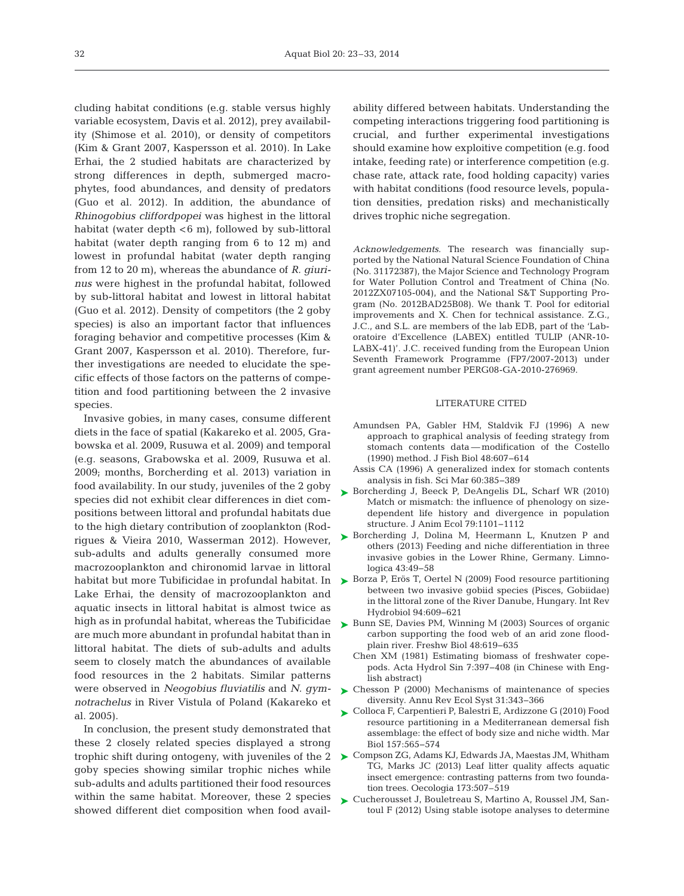cluding habitat conditions (e.g. stable versus highly variable ecosystem, Davis et al. 2012), prey availability (Shimose et al. 2010), or density of competitors (Kim & Grant 2007, Kaspersson et al. 2010). In Lake Erhai, the 2 studied habitats are characterized by strong differences in depth, submerged macrophytes, food abundances, and density of predators (Guo et al. 2012). In addition, the abundance of *Rhinogobius cliffordpopei* was highest in the littoral habitat (water depth <6 m), followed by sub-littoral habitat (water depth ranging from 6 to 12 m) and lowest in profundal habitat (water depth ranging from 12 to 20 m), whereas the abundance of *R. giurinus* were highest in the profundal habitat, followed by sub-littoral habitat and lowest in littoral habitat (Guo et al. 2012). Density of competitors (the 2 goby species) is also an important factor that influences foraging behavior and competitive processes (Kim & Grant 2007, Kaspersson et al. 2010). Therefore, further investigations are needed to elucidate the specific effects of those factors on the patterns of competition and food partitioning between the 2 invasive species.

Invasive gobies, in many cases, consume different diets in the face of spatial (Kakareko et al. 2005, Grabowska et al. 2009, Rusuwa et al. 2009) and temporal (e.g. seasons, Grabowska et al. 2009, Rusuwa et al. 2009; months, Borcherding et al. 2013) variation in food availability. In our study, juveniles of the 2 goby species did not exhibit clear differences in diet compositions between littoral and profundal habitats due to the high dietary contribution of zooplankton (Rodrigues & Vieira 2010, Wasserman 2012). However, sub-adults and adults generally consumed more macrozooplankton and chironomid larvae in littoral habitat but more Tubificidae in profundal habitat. In Lake Erhai, the density of macrozooplankton and aquatic insects in littoral habitat is almost twice as high as in profundal habitat, whereas the Tubificidae are much more abundant in profundal habitat than in littoral habitat. The diets of sub-adults and adults seem to closely match the abundances of available food resources in the 2 habitats. Similar patterns were observed in *Neogobius fluviatilis* and *N. gymnotrachelus* in River Vistula of Poland (Kakareko et al. 2005).

In conclusion, the present study demonstrated that these 2 closely related species displayed a strong trophic shift during ontogeny, with juveniles of the 2 goby species showing similar trophic niches while sub-adults and adults partitioned their food resources within the same habitat. Moreover, these 2 species showed different diet composition when food availability differed between habitats. Understanding the competing interactions triggering food partitioning is crucial, and further experimental investigations should examine how exploitive competition (e.g. food intake, feeding rate) or interference competition (e.g. chase rate, attack rate, food holding capacity) varies with habitat conditions (food resource levels, population densities, predation risks) and mechanistically drives trophic niche segregation.

*Acknowledgements*. The research was financially supported by the National Natural Science Foundation of China (No. 31172387), the Major Science and Technology Program for Water Pollution Control and Treatment of China (No. 2012ZX07105-004), and the National S&T Supporting Program (No. 2012BAD25B08). We thank T. Pool for editorial improvements and X. Chen for technical assistance. Z.G., J.C., and S.L. are members of the lab EDB, part of the 'Laboratoire d'Excellence (LABEX) entitled TULIP (ANR-10-LABX-41)'. J.C. received funding from the European Union Seventh Framework Programme (FP7/2007-2013) under grant agreement number PERG08-GA-2010-276969.

## LITERATURE CITED

- Amundsen PA, Gabler HM, Staldvik FJ (1996) A new approach to graphical analysis of feeding strategy from stomach contents data — modification of the Costello (1990) method. J Fish Biol 48:607–614
- Assis CA (1996) A generalized index for stomach contents analysis in fish. Sci Mar 60:385–389
- Borcherding J, Beeck P, DeAngelis DL, Scharf WR (2010) Match or mismatch: the influence of phenology on size-dependent life history and divergence in population structure. J Anim Ecol 79:1101–1112
- Borcherding J, Dolina M, Heermann L, Knutzen P and others (2013) Feeding and niche differentiation in three invasive gobies in the Lower Rhine, Germany. Limnologica 43:49–58
- Borza P, Erös T, Oertel N (2009) Food resource partitioning between two invasive gobiid species (Pisces, Gobiidae) in the littoral zone of the River Danube, Hungary. Int Rev Hydrobiol 94:609–621
- Bunn SE, Davies PM, Winning M (2003) Sources of organic carbon supporting the food web of an arid zone floodplain river. Freshw Biol 48:619–635
- Chen XM (1981) Estimating biomass of freshwater copepods. Acta Hydrol Sin 7:397–408 (in Chinese with English abstract)
- Chesson P (2000) Mechanisms of maintenance of species diversity. Annu Rev Ecol Syst 31:343–366
- Colloca F, Carpentieri P, Balestri E, Ardizzone G (2010) Food resource partitioning in a Mediterranean demersal fish assemblage: the effect of body size and niche width. Mar Biol 157:565–574
- Compson ZG, Adams KJ, Edwards JA, Maestas JM, Whitham TG, Marks JC (2013) Leaf litter quality affects aquatic insect emergence: contrasting patterns from two foundation trees. Oecologia 173:507–519
- Cucherousset J, Bouletreau S, Martino A, Roussel JM, Santoul F (2012) Using stable isotope analyses to determine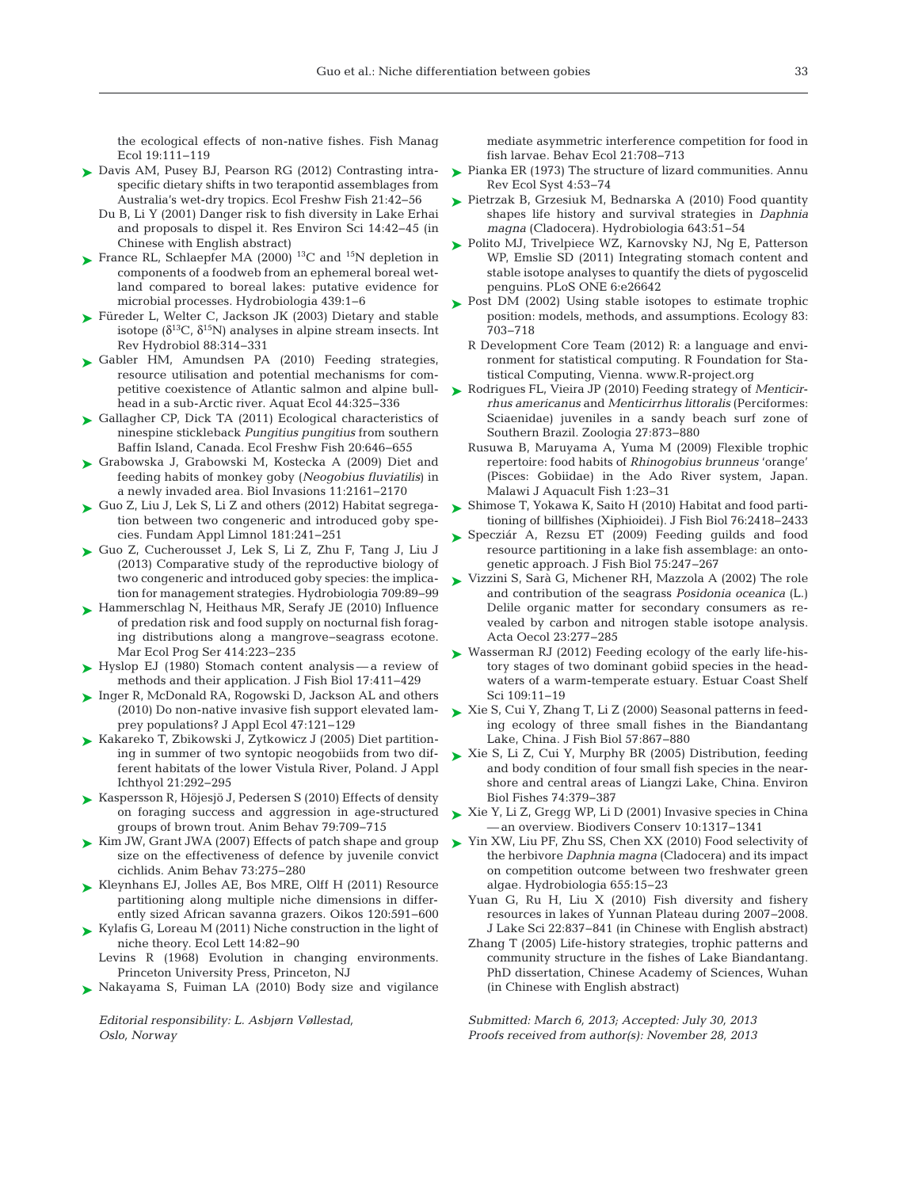the ecological effects of non-native fishes. Fish Manag Ecol 19:111–119

Davis AM, Pusey BJ, Pearson RG (2012) Contrasting intraspecific dietary shifts in two terapontid assemblages from Australia's wet-dry tropics. Ecol Freshw Fish 21:42–56

Du B, Li Y (2001) Danger risk to fish diversity in Lake Erhai and proposals to dispel it. Res Environ Sci 14:42–45 (in Chinese with English abstract)

France RL, Schlaepfer MA (2000) $^{13}$C and $^{15}$N depletion in components of a foodweb from an ephemeral boreal wetland compared to boreal lakes: putative evidence for microbial processes. Hydrobiologia 439:1–6

Füreder L, Welter C, Jackson JK (2003) Dietary and stable isotope ($\delta^{13}$C, $\delta^{15}$N) analyses in alpine stream insects. Int Rev Hydrobiol 88:314–331

Gabler HM, Amundsen PA (2010) Feeding strategies, resource utilisation and potential mechanisms for competitive coexistence of Atlantic salmon and alpine bullhead in a sub-Arctic river. Aquat Ecol 44:325–336

Gallagher CP, Dick TA (2011) Ecological characteristics of ninespine stickleback *Pungitius pungitius* from southern Baffin Island, Canada. Ecol Freshw Fish 20:646–655

Grabowska J, Grabowski M, Kostecka A (2009) Diet and feeding habits of monkey goby (*Neogobius fluviatilis*) in a newly invaded area. Biol Invasions 11:2161–2170

Guo Z, Liu J, Lek S, Li Z and others (2012) Habitat segregation between two congeneric and introduced goby species. Fundam Appl Limnol 181:241–251

Guo Z, Cucherousset J, Lek S, Li Z, Zhu F, Tang J, Liu J (2013) Comparative study of the reproductive biology of two congeneric and introduced goby species: the implication for management strategies. Hydrobiologia 709:89–99

Hammerschlag N, Heithaus MR, Serafy JE (2010) Influence of predation risk and food supply on nocturnal fish foraging distributions along a mangrove–seagrass ecotone. Mar Ecol Prog Ser 414:223–235

Hyslop EJ (1980) Stomach content analysis — a review of methods and their application. J Fish Biol 17:411–429

Inger R, McDonald RA, Rogowski D, Jackson AL and others (2010) Do non-native invasive fish support elevated lamprey populations? J Appl Ecol 47:121–129

Kakareko T, Zbikowski J, Zytkowicz J (2005) Diet partitioning in summer of two syntopic neogobiids from two different habitats of the lower Vistula River, Poland. J Appl Ichthyol 21:292–295

Kaspersson R, Höjesjö J, Pedersen S (2010) Effects of density on foraging success and aggression in age-structured groups of brown trout. Anim Behav 79:709–715

Kim JW, Grant JWA (2007) Effects of patch shape and group size on the effectiveness of defence by juvenile convict cichlids. Anim Behav 73:275–280

Kleynhans EJ, Jolles AE, Bos MRE, Olff H (2011) Resource partitioning along multiple niche dimensions in differently sized African savanna grazers. Oikos 120:591–600

Kylafis G, Loreau M (2011) Niche construction in the light of niche theory. Ecol Lett 14:82–90

Levins R (1968) Evolution in changing environments. Princeton University Press, Princeton, NJ

Nakayama S, Fuiman LA (2010) Body size and vigilance mediate asymmetric interference competition for food in fish larvae. Behav Ecol 21:708–713

Pianka ER (1973) The structure of lizard communities. Annu Rev Ecol Syst 4:53–74

Pietrzak B, Grzesiuk M, Bednarska A (2010) Food quantity shapes life history and survival strategies in *Daphnia magna* (Cladocera). Hydrobiologia 643:51–54

Polito MJ, Trivelpiece WZ, Karnovsky NJ, Ng E, Patterson WP, Emslie SD (2011) Integrating stomach content and stable isotope analyses to quantify the diets of pygoscelid penguins. PLoS ONE 6:e26642

Post DM (2002) Using stable isotopes to estimate trophic position: models, methods, and assumptions. Ecology 83: 703–718

R Development Core Team (2012) R: a language and environment for statistical computing. R Foundation for Statistical Computing, Vienna. www.R-project.org

Rodrigues FL, Vieira JP (2010) Feeding strategy of *Menticirrhus americanus* and *Menticirrhus littoralis* (Perciformes: Sciaenidae) juveniles in a sandy beach surf zone of Southern Brazil. Zoologia 27:873–880

Rusuwa B, Maruyama A, Yuma M (2009) Flexible trophic repertoire: food habits of *Rhinogobius brunneus* 'orange' (Pisces: Gobiidae) in the Ado River system, Japan. Malawi J Aquacult Fish 1:23–31

Shimose T, Yokawa K, Saito H (2010) Habitat and food partitioning of billfishes (Xiphioidei). J Fish Biol 76:2418–2433

Specziár A, Rezsu ET (2009) Feeding guilds and food resource partitioning in a lake fish assemblage: an ontogenetic approach. J Fish Biol 75:247–267

Vizzini S, Sarà G, Michener RH, Mazzola A (2002) The role and contribution of the seagrass *Posidonia oceanica* (L.) Delile organic matter for secondary consumers as revealed by carbon and nitrogen stable isotope analysis. Acta Oecol 23:277–285

Wasserman RJ (2012) Feeding ecology of the early life-history stages of two dominant gobiid species in the headwaters of a warm-temperate estuary. Estuar Coast Shelf Sci 109:11–19

Xie S, Cui Y, Zhang T, Li Z (2000) Seasonal patterns in feeding ecology of three small fishes in the Biandantang Lake, China. J Fish Biol 57:867–880

Xie S, Li Z, Cui Y, Murphy BR (2005) Distribution, feeding and body condition of four small fish species in the near-shore and central areas of Liangzi Lake, China. Environ Biol Fishes 74:379–387

Xie Y, Li Z, Gregg WP, Li D (2001) Invasive species in China — an overview. Biodivers Conserv 10:1317–1341

Yin XW, Liu PF, Zhu SS, Chen XX (2010) Food selectivity of the herbivore *Daphnia magna* (Cladocera) and its impact on competition outcome between two freshwater green algae. Hydrobiologia 655:15–23

Yuan G, Ru H, Liu X (2010) Fish diversity and fishery resources in lakes of Yunnan Plateau during 2007–2008. J Lake Sci 22:837–841 (in Chinese with English abstract)

Zhang T (2005) Life-history strategies, trophic patterns and community structure in the fishes of Lake Biandantang. PhD dissertation, Chinese Academy of Sciences, Wuhan (in Chinese with English abstract)

*Editorial responsibility: L. Asbjørn Vøllestad, Oslo, Norway*

*Submitted: March 6, 2013; Accepted: July 30, 2013*
*Proofs received from author(s): November 28, 2013*